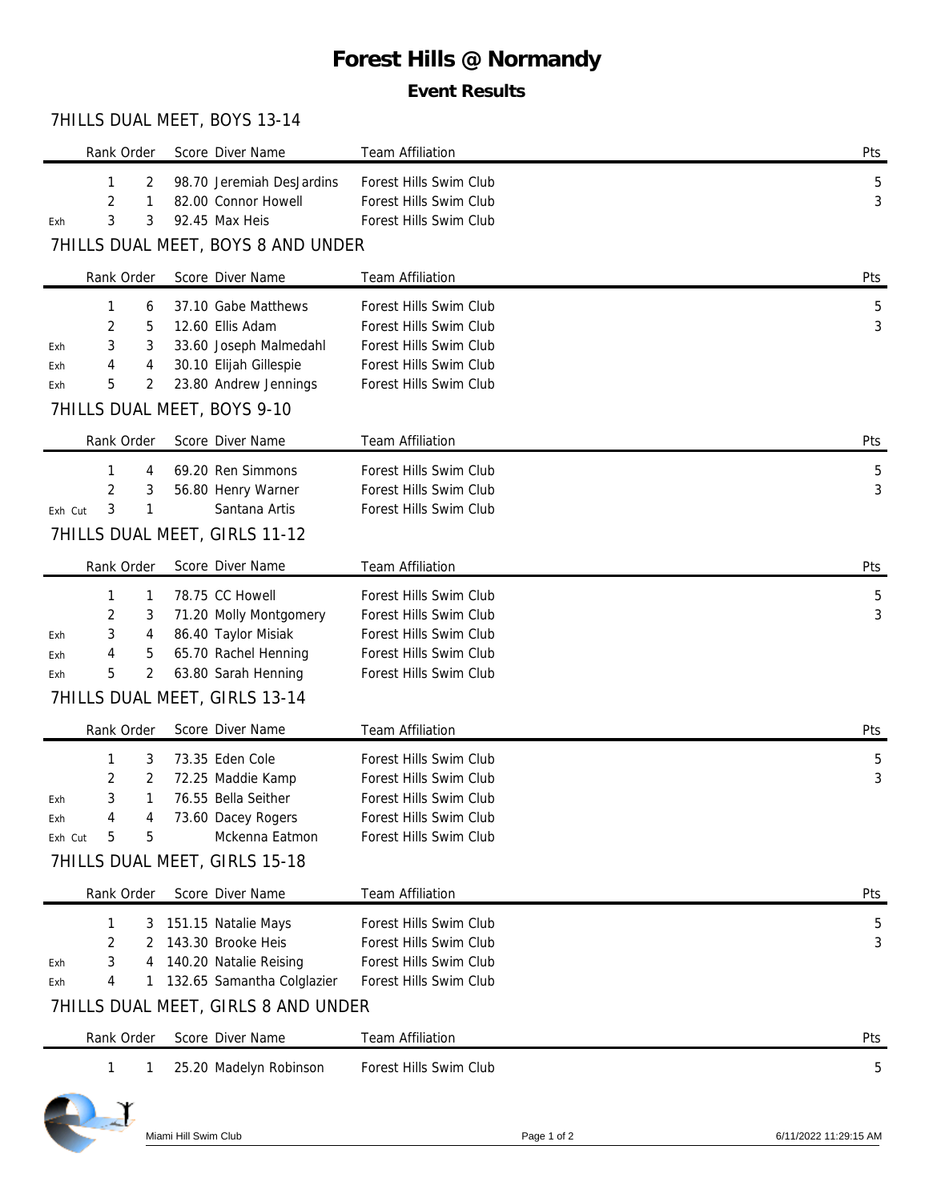# Forest Hills @ Normandy

## Event Results

### 7HILLS DUAL MEET, BOYS 13-14

| | Rank | Order | Score | Diver Name | Team Affiliation | Pts |
|---|---|---|---|---|---|---|
| | 1 | 2 | 98.70 | Jeremiah DesJardins | Forest Hills Swim Club | 5 |
| | 2 | 1 | 82.00 | Connor Howell | Forest Hills Swim Club | 3 |
| Exh | 3 | 3 | 92.45 | Max Heis | Forest Hills Swim Club | |

### 7HILLS DUAL MEET, BOYS 8 AND UNDER

| | Rank | Order | Score | Diver Name | Team Affiliation | Pts |
|---|---|---|---|---|---|---|
| | 1 | 6 | 37.10 | Gabe Matthews | Forest Hills Swim Club | 5 |
| | 2 | 5 | 12.60 | Ellis Adam | Forest Hills Swim Club | 3 |
| Exh | 3 | 3 | 33.60 | Joseph Malmedahl | Forest Hills Swim Club | |
| Exh | 4 | 4 | 30.10 | Elijah Gillespie | Forest Hills Swim Club | |
| Exh | 5 | 2 | 23.80 | Andrew Jennings | Forest Hills Swim Club | |

### 7HILLS DUAL MEET, BOYS 9-10

| | Rank | Order | Score | Diver Name | Team Affiliation | Pts |
|---|---|---|---|---|---|---|
| | 1 | 4 | 69.20 | Ren Simmons | Forest Hills Swim Club | 5 |
| | 2 | 3 | 56.80 | Henry Warner | Forest Hills Swim Club | 3 |
| Exh Cut | 3 | 1 | | Santana Artis | Forest Hills Swim Club | |

### 7HILLS DUAL MEET, GIRLS 11-12

| | Rank | Order | Score | Diver Name | Team Affiliation | Pts |
|---|---|---|---|---|---|---|
| | 1 | 1 | 78.75 | CC Howell | Forest Hills Swim Club | 5 |
| | 2 | 3 | 71.20 | Molly Montgomery | Forest Hills Swim Club | 3 |
| Exh | 3 | 4 | 86.40 | Taylor Misiak | Forest Hills Swim Club | |
| Exh | 4 | 5 | 65.70 | Rachel Henning | Forest Hills Swim Club | |
| Exh | 5 | 2 | 63.80 | Sarah Henning | Forest Hills Swim Club | |

### 7HILLS DUAL MEET, GIRLS 13-14

| | Rank | Order | Score | Diver Name | Team Affiliation | Pts |
|---|---|---|---|---|---|---|
| | 1 | 3 | 73.35 | Eden Cole | Forest Hills Swim Club | 5 |
| | 2 | 2 | 72.25 | Maddie Kamp | Forest Hills Swim Club | 3 |
| Exh | 3 | 1 | 76.55 | Bella Seither | Forest Hills Swim Club | |
| Exh | 4 | 4 | 73.60 | Dacey Rogers | Forest Hills Swim Club | |
| Exh Cut | 5 | 5 | | Mckenna Eatmon | Forest Hills Swim Club | |

### 7HILLS DUAL MEET, GIRLS 15-18

| | Rank | Order | Score | Diver Name | Team Affiliation | Pts |
|---|---|---|---|---|---|---|
| | 1 | 3 | 151.15 | Natalie Mays | Forest Hills Swim Club | 5 |
| | 2 | 2 | 143.30 | Brooke Heis | Forest Hills Swim Club | 3 |
| Exh | 3 | 4 | 140.20 | Natalie Reising | Forest Hills Swim Club | |
| Exh | 4 | 1 | 132.65 | Samantha Colglazier | Forest Hills Swim Club | |

### 7HILLS DUAL MEET, GIRLS 8 AND UNDER

| | Rank | Order | Score | Diver Name | Team Affiliation | Pts |
|---|---|---|---|---|---|---|
| | 1 | 1 | 25.20 | Madelyn Robinson | Forest Hills Swim Club | 5 |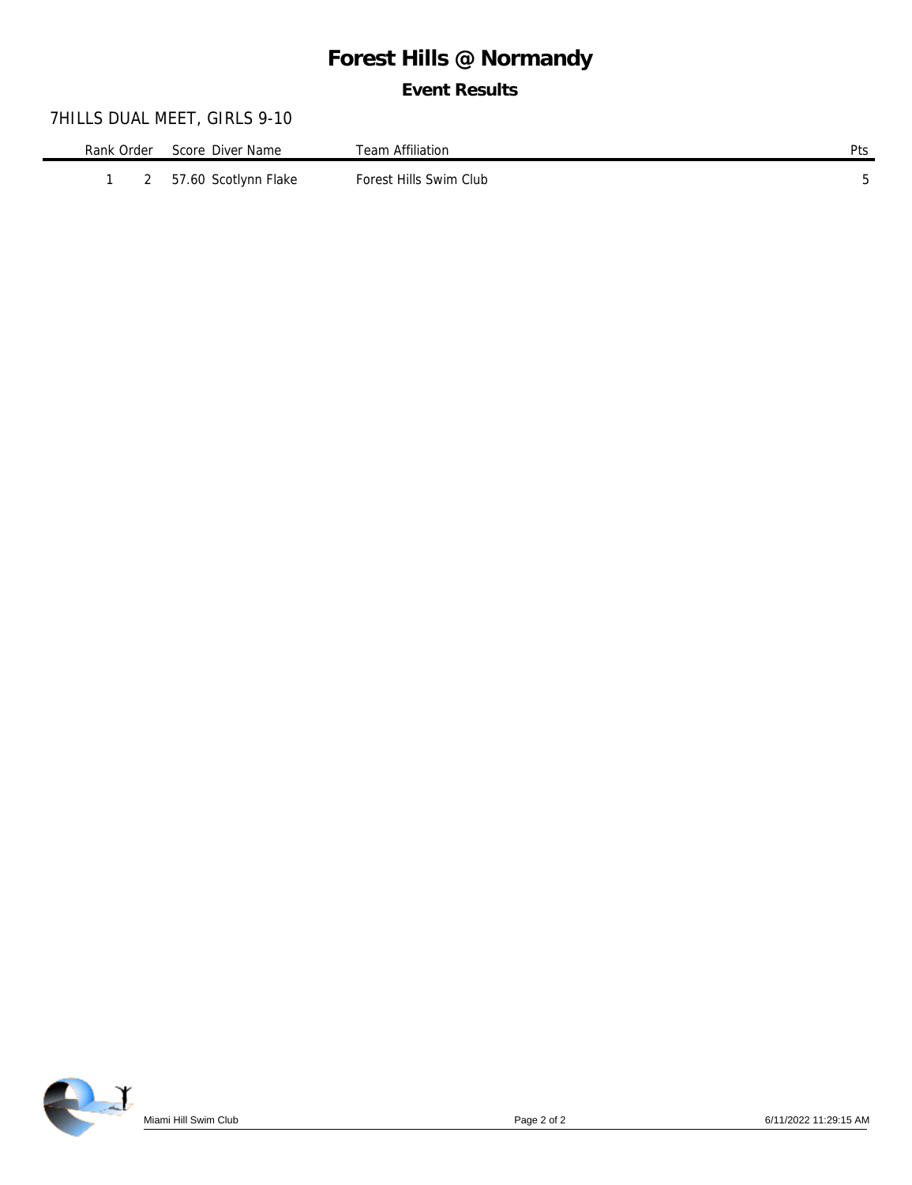# Forest Hills @ Normandy

## Event Results

7HILLS DUAL MEET, GIRLS 9-10

| Rank | Order | Score | Diver Name | Team Affiliation | Pts |
|---|---|---|---|---|---|
| 1 | 2 | 57.60 | Scotlynn Flake | Forest Hills Swim Club | 5 |